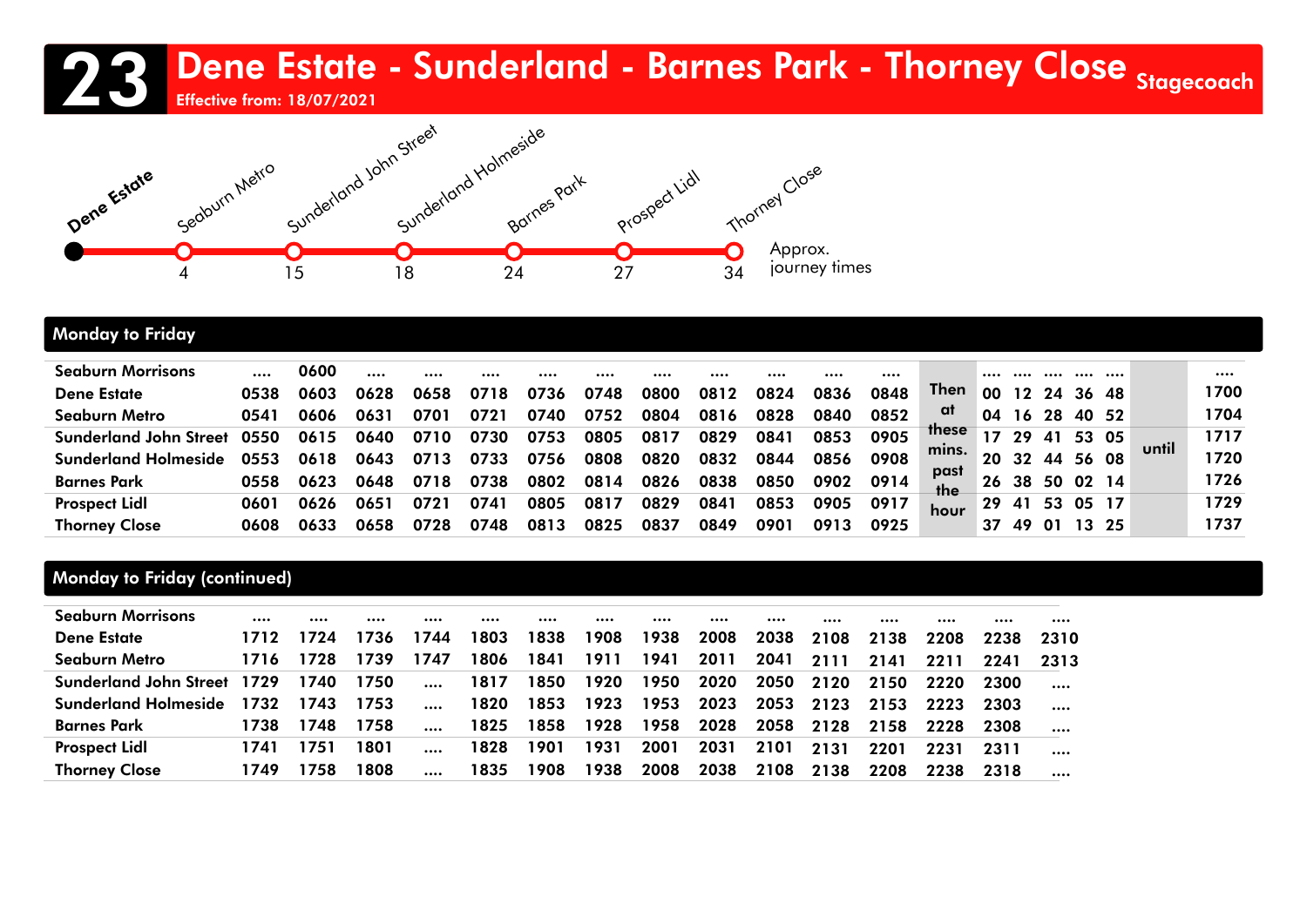# 23 Dene Estate - Sunderland - Barnes Park - Thorney Close

Effective from: 18/07/2021

Stagecoach

| Dene Estate | Seaburn Metro | Sunderland John Street | Sunderland Holmeside | Barnes Park | Prospect Lidl | Thorney Close |
|---|---|---|---|---|---|---|
| | 4 | 15 | 18 | 24 | 27 | 34 |

Approx. journey times

## Monday to Friday

| | | | | | | | | | | | | | | | | | | | | |
|---|---|---|---|---|---|---|---|---|---|---|---|---|---|---|---|---|---|---|---|---|
| Seaburn Morrisons | .... | 0600 | .... | .... | .... | .... | .... | .... | .... | .... | .... | .... | Then at these mins. past the hour | .... | .... | .... | .... | .... | until | .... |
| Dene Estate | 0538 | 0603 | 0628 | 0658 | 0718 | 0736 | 0748 | 0800 | 0812 | 0824 | 0836 | 0848 | | 00 | 12 | 24 | 36 | 48 | | 1700 |
| Seaburn Metro | 0541 | 0606 | 0631 | 0701 | 0721 | 0740 | 0752 | 0804 | 0816 | 0828 | 0840 | 0852 | | 04 | 16 | 28 | 40 | 52 | | 1704 |
| Sunderland John Street | 0550 | 0615 | 0640 | 0710 | 0730 | 0753 | 0805 | 0817 | 0829 | 0841 | 0853 | 0905 | | 17 | 29 | 41 | 53 | 05 | | 1717 |
| Sunderland Holmeside | 0553 | 0618 | 0643 | 0713 | 0733 | 0756 | 0808 | 0820 | 0832 | 0844 | 0856 | 0908 | | 20 | 32 | 44 | 56 | 08 | | 1720 |
| Barnes Park | 0558 | 0623 | 0648 | 0718 | 0738 | 0802 | 0814 | 0826 | 0838 | 0850 | 0902 | 0914 | | 26 | 38 | 50 | 02 | 14 | | 1726 |
| Prospect Lidl | 0601 | 0626 | 0651 | 0721 | 0741 | 0805 | 0817 | 0829 | 0841 | 0853 | 0905 | 0917 | | 29 | 41 | 53 | 05 | 17 | | 1729 |
| Thorney Close | 0608 | 0633 | 0658 | 0728 | 0748 | 0813 | 0825 | 0837 | 0849 | 0901 | 0913 | 0925 | | 37 | 49 | 01 | 13 | 25 | | 1737 |

## Monday to Friday (continued)

| | | | | | | | | | | | | | | | |
|---|---|---|---|---|---|---|---|---|---|---|---|---|---|---|---|
| Seaburn Morrisons | .... | .... | .... | .... | .... | .... | .... | .... | .... | .... | .... | .... | .... | .... | .... |
| Dene Estate | 1712 | 1724 | 1736 | 1744 | 1803 | 1838 | 1908 | 1938 | 2008 | 2038 | 2108 | 2138 | 2208 | 2238 | 2310 |
| Seaburn Metro | 1716 | 1728 | 1739 | 1747 | 1806 | 1841 | 1911 | 1941 | 2011 | 2041 | 2111 | 2141 | 2211 | 2241 | 2313 |
| Sunderland John Street | 1729 | 1740 | 1750 | .... | 1817 | 1850 | 1920 | 1950 | 2020 | 2050 | 2120 | 2150 | 2220 | 2300 | .... |
| Sunderland Holmeside | 1732 | 1743 | 1753 | .... | 1820 | 1853 | 1923 | 1953 | 2023 | 2053 | 2123 | 2153 | 2223 | 2303 | .... |
| Barnes Park | 1738 | 1748 | 1758 | .... | 1825 | 1858 | 1928 | 1958 | 2028 | 2058 | 2128 | 2158 | 2228 | 2308 | .... |
| Prospect Lidl | 1741 | 1751 | 1801 | .... | 1828 | 1901 | 1931 | 2001 | 2031 | 2101 | 2131 | 2201 | 2231 | 2311 | .... |
| Thorney Close | 1749 | 1758 | 1808 | .... | 1835 | 1908 | 1938 | 2008 | 2038 | 2108 | 2138 | 2208 | 2238 | 2318 | .... |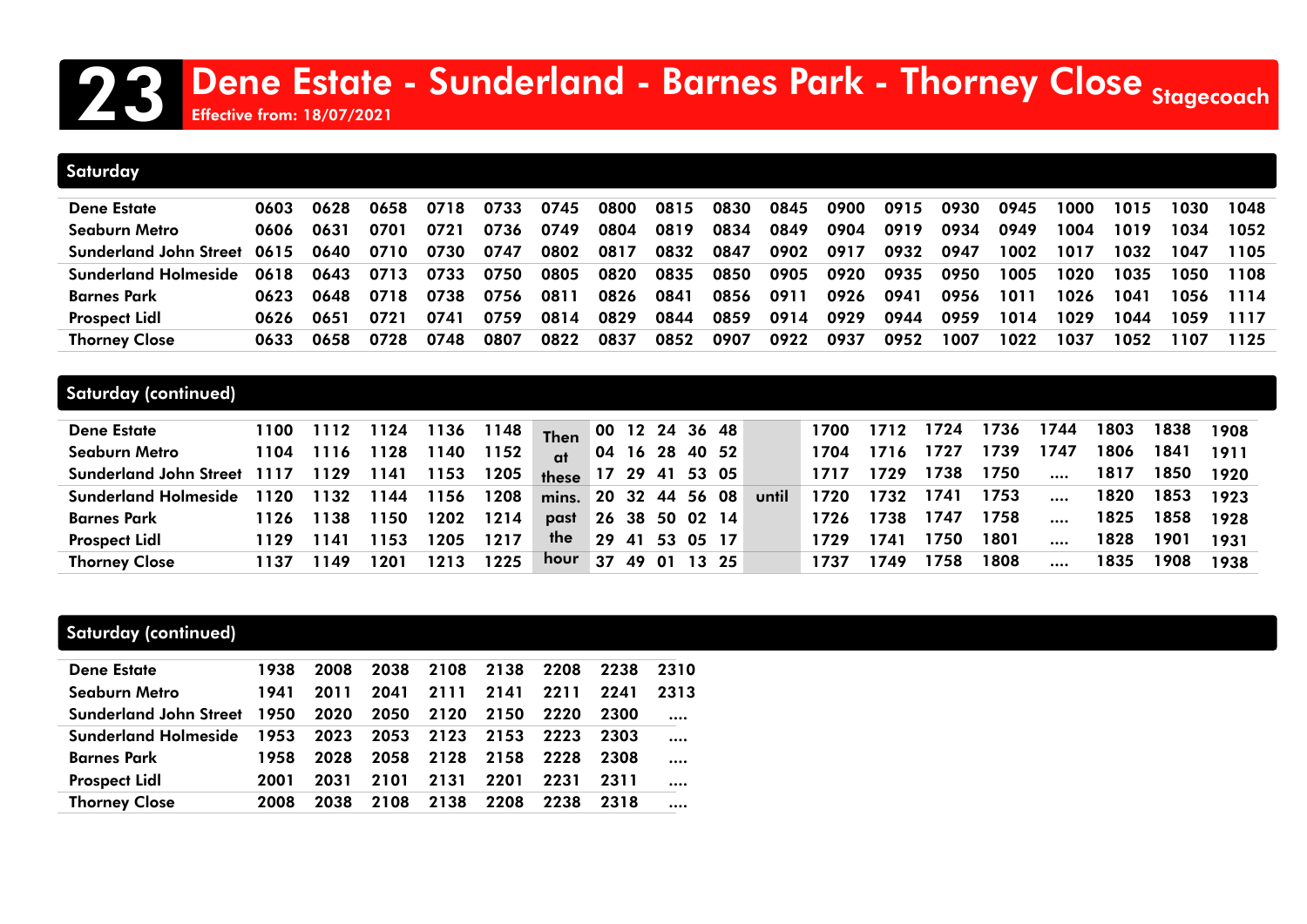# 23 Dene Estate - Sunderland - Barnes Park - Thorney Close

Effective from: 18/07/2021

Stagecoach

## Saturday

| | | | | | | | | | | | | | | | | | | |
|---|---|---|---|---|---|---|---|---|---|---|---|---|---|---|---|---|---|---|
| Dene Estate | 0603 | 0628 | 0658 | 0718 | 0733 | 0745 | 0800 | 0815 | 0830 | 0845 | 0900 | 0915 | 0930 | 0945 | 1000 | 1015 | 1030 | 1048 |
| Seaburn Metro | 0606 | 0631 | 0701 | 0721 | 0736 | 0749 | 0804 | 0819 | 0834 | 0849 | 0904 | 0919 | 0934 | 0949 | 1004 | 1019 | 1034 | 1052 |
| Sunderland John Street | 0615 | 0640 | 0710 | 0730 | 0747 | 0802 | 0817 | 0832 | 0847 | 0902 | 0917 | 0932 | 0947 | 1002 | 1017 | 1032 | 1047 | 1105 |
| Sunderland Holmeside | 0618 | 0643 | 0713 | 0733 | 0750 | 0805 | 0820 | 0835 | 0850 | 0905 | 0920 | 0935 | 0950 | 1005 | 1020 | 1035 | 1050 | 1108 |
| Barnes Park | 0623 | 0648 | 0718 | 0738 | 0756 | 0811 | 0826 | 0841 | 0856 | 0911 | 0926 | 0941 | 0956 | 1011 | 1026 | 1041 | 1056 | 1114 |
| Prospect Lidl | 0626 | 0651 | 0721 | 0741 | 0759 | 0814 | 0829 | 0844 | 0859 | 0914 | 0929 | 0944 | 0959 | 1014 | 1029 | 1044 | 1059 | 1117 |
| Thorney Close | 0633 | 0658 | 0728 | 0748 | 0807 | 0822 | 0837 | 0852 | 0907 | 0922 | 0937 | 0952 | 1007 | 1022 | 1037 | 1052 | 1107 | 1125 |

## Saturday (continued)

| | | | | | | | | | | | | | | | | | | | | |
|---|---|---|---|---|---|---|---|---|---|---|---|---|---|---|---|---|---|---|---|---|
| Dene Estate | 1100 | 1112 | 1124 | 1136 | 1148 | Then | 00 | 12 | 24 | 36 | 48 | | 1700 | 1712 | 1724 | 1736 | 1744 | 1803 | 1838 | 1908 |
| Seaburn Metro | 1104 | 1116 | 1128 | 1140 | 1152 | at | 04 | 16 | 28 | 40 | 52 | | 1704 | 1716 | 1727 | 1739 | 1747 | 1806 | 1841 | 1911 |
| Sunderland John Street | 1117 | 1129 | 1141 | 1153 | 1205 | these | 17 | 29 | 41 | 53 | 05 | | 1717 | 1729 | 1738 | 1750 | .... | 1817 | 1850 | 1920 |
| Sunderland Holmeside | 1120 | 1132 | 1144 | 1156 | 1208 | mins. | 20 | 32 | 44 | 56 | 08 | until | 1720 | 1732 | 1741 | 1753 | .... | 1820 | 1853 | 1923 |
| Barnes Park | 1126 | 1138 | 1150 | 1202 | 1214 | past | 26 | 38 | 50 | 02 | 14 | | 1726 | 1738 | 1747 | 1758 | .... | 1825 | 1858 | 1928 |
| Prospect Lidl | 1129 | 1141 | 1153 | 1205 | 1217 | the | 29 | 41 | 53 | 05 | 17 | | 1729 | 1741 | 1750 | 1801 | .... | 1828 | 1901 | 1931 |
| Thorney Close | 1137 | 1149 | 1201 | 1213 | 1225 | hour | 37 | 49 | 01 | 13 | 25 | | 1737 | 1749 | 1758 | 1808 | .... | 1835 | 1908 | 1938 |

## Saturday (continued)

| | | | | | | | | |
|---|---|---|---|---|---|---|---|---|
| Dene Estate | 1938 | 2008 | 2038 | 2108 | 2138 | 2208 | 2238 | 2310 |
| Seaburn Metro | 1941 | 2011 | 2041 | 2111 | 2141 | 2211 | 2241 | 2313 |
| Sunderland John Street | 1950 | 2020 | 2050 | 2120 | 2150 | 2220 | 2300 | .... |
| Sunderland Holmeside | 1953 | 2023 | 2053 | 2123 | 2153 | 2223 | 2303 | .... |
| Barnes Park | 1958 | 2028 | 2058 | 2128 | 2158 | 2228 | 2308 | .... |
| Prospect Lidl | 2001 | 2031 | 2101 | 2131 | 2201 | 2231 | 2311 | .... |
| Thorney Close | 2008 | 2038 | 2108 | 2138 | 2208 | 2238 | 2318 | .... |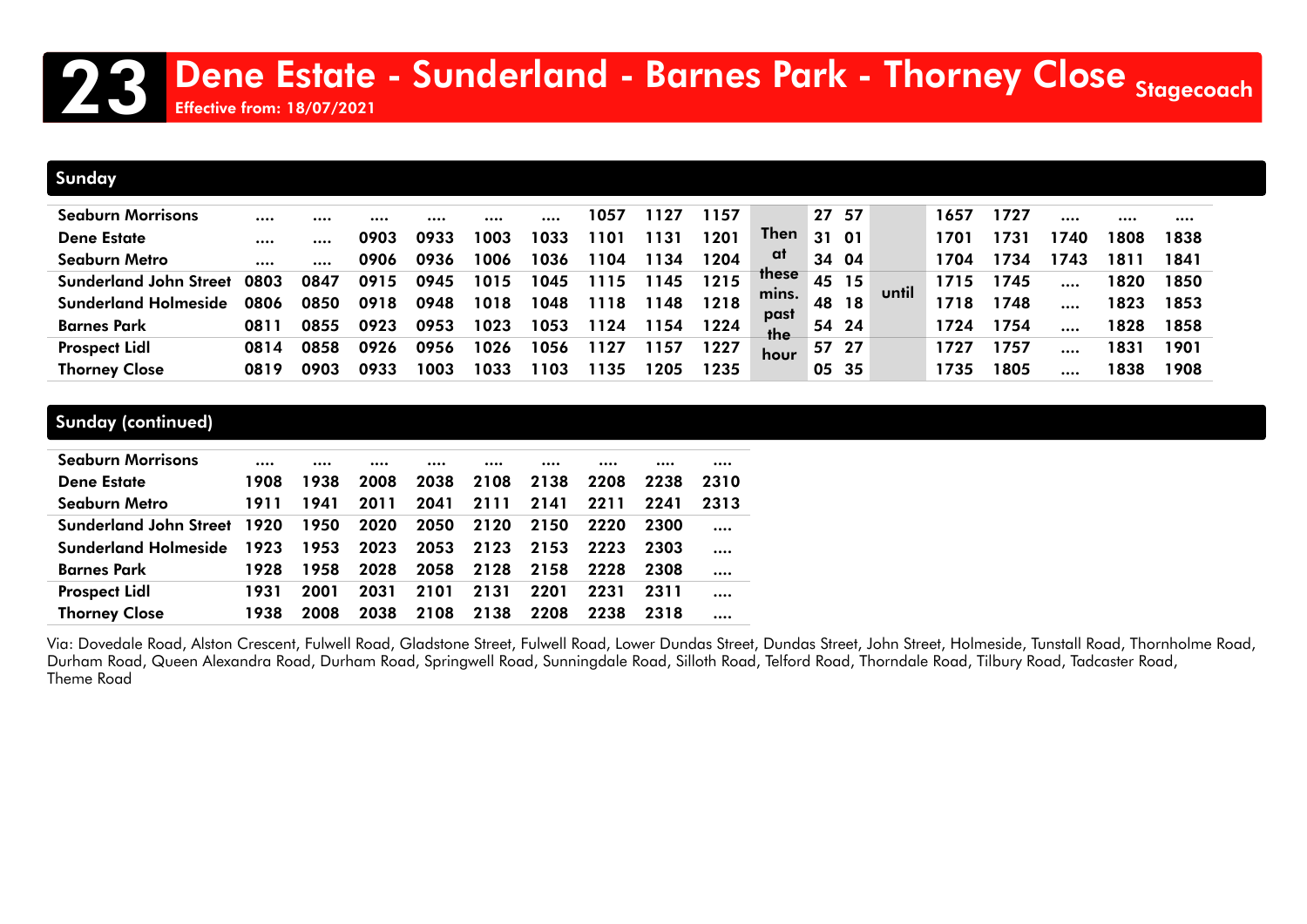# 23 Dene Estate - Sunderland - Barnes Park - Thorney Close

Stagecoach

Effective from: 18/07/2021

## Sunday

| | | | | | | | | | | | | | | | | | | |
|---|---|---|---|---|---|---|---|---|---|---|---|---|---|---|---|---|---|---|
| **Seaburn Morrisons** | .... | .... | .... | .... | .... | .... | 1057 | 1127 | 1157 | Then at these mins. past the hour | 27 | 57 | until | 1657 | 1727 | .... | .... | .... |
| **Dene Estate** | .... | .... | 0903 | 0933 | 1003 | 1033 | 1101 | 1131 | 1201 | | 31 | 01 | | 1701 | 1731 | 1740 | 1808 | 1838 |
| **Seaburn Metro** | .... | .... | 0906 | 0936 | 1006 | 1036 | 1104 | 1134 | 1204 | | 34 | 04 | | 1704 | 1734 | 1743 | 1811 | 1841 |
| **Sunderland John Street** | 0803 | 0847 | 0915 | 0945 | 1015 | 1045 | 1115 | 1145 | 1215 | | 45 | 15 | | 1715 | 1745 | .... | 1820 | 1850 |
| **Sunderland Holmeside** | 0806 | 0850 | 0918 | 0948 | 1018 | 1048 | 1118 | 1148 | 1218 | | 48 | 18 | | 1718 | 1748 | .... | 1823 | 1853 |
| **Barnes Park** | 0811 | 0855 | 0923 | 0953 | 1023 | 1053 | 1124 | 1154 | 1224 | | 54 | 24 | | 1724 | 1754 | .... | 1828 | 1858 |
| **Prospect Lidl** | 0814 | 0858 | 0926 | 0956 | 1026 | 1056 | 1127 | 1157 | 1227 | | 57 | 27 | | 1727 | 1757 | .... | 1831 | 1901 |
| **Thorney Close** | 0819 | 0903 | 0933 | 1003 | 1033 | 1103 | 1135 | 1205 | 1235 | | 05 | 35 | | 1735 | 1805 | .... | 1838 | 1908 |

## Sunday (continued)

| | | | | | | | | | |
|---|---|---|---|---|---|---|---|---|---|
| **Seaburn Morrisons** | .... | .... | .... | .... | .... | .... | .... | .... | .... |
| **Dene Estate** | 1908 | 1938 | 2008 | 2038 | 2108 | 2138 | 2208 | 2238 | 2310 |
| **Seaburn Metro** | 1911 | 1941 | 2011 | 2041 | 2111 | 2141 | 2211 | 2241 | 2313 |
| **Sunderland John Street** | 1920 | 1950 | 2020 | 2050 | 2120 | 2150 | 2220 | 2300 | .... |
| **Sunderland Holmeside** | 1923 | 1953 | 2023 | 2053 | 2123 | 2153 | 2223 | 2303 | .... |
| **Barnes Park** | 1928 | 1958 | 2028 | 2058 | 2128 | 2158 | 2228 | 2308 | .... |
| **Prospect Lidl** | 1931 | 2001 | 2031 | 2101 | 2131 | 2201 | 2231 | 2311 | .... |
| **Thorney Close** | 1938 | 2008 | 2038 | 2108 | 2138 | 2208 | 2238 | 2318 | .... |

Via: Dovedale Road, Alston Crescent, Fulwell Road, Gladstone Street, Fulwell Road, Lower Dundas Street, Dundas Street, John Street, Holmeside, Tunstall Road, Thornholme Road, Durham Road, Queen Alexandra Road, Durham Road, Springwell Road, Sunningdale Road, Silloth Road, Telford Road, Thorndale Road, Tilbury Road, Tadcaster Road, Theme Road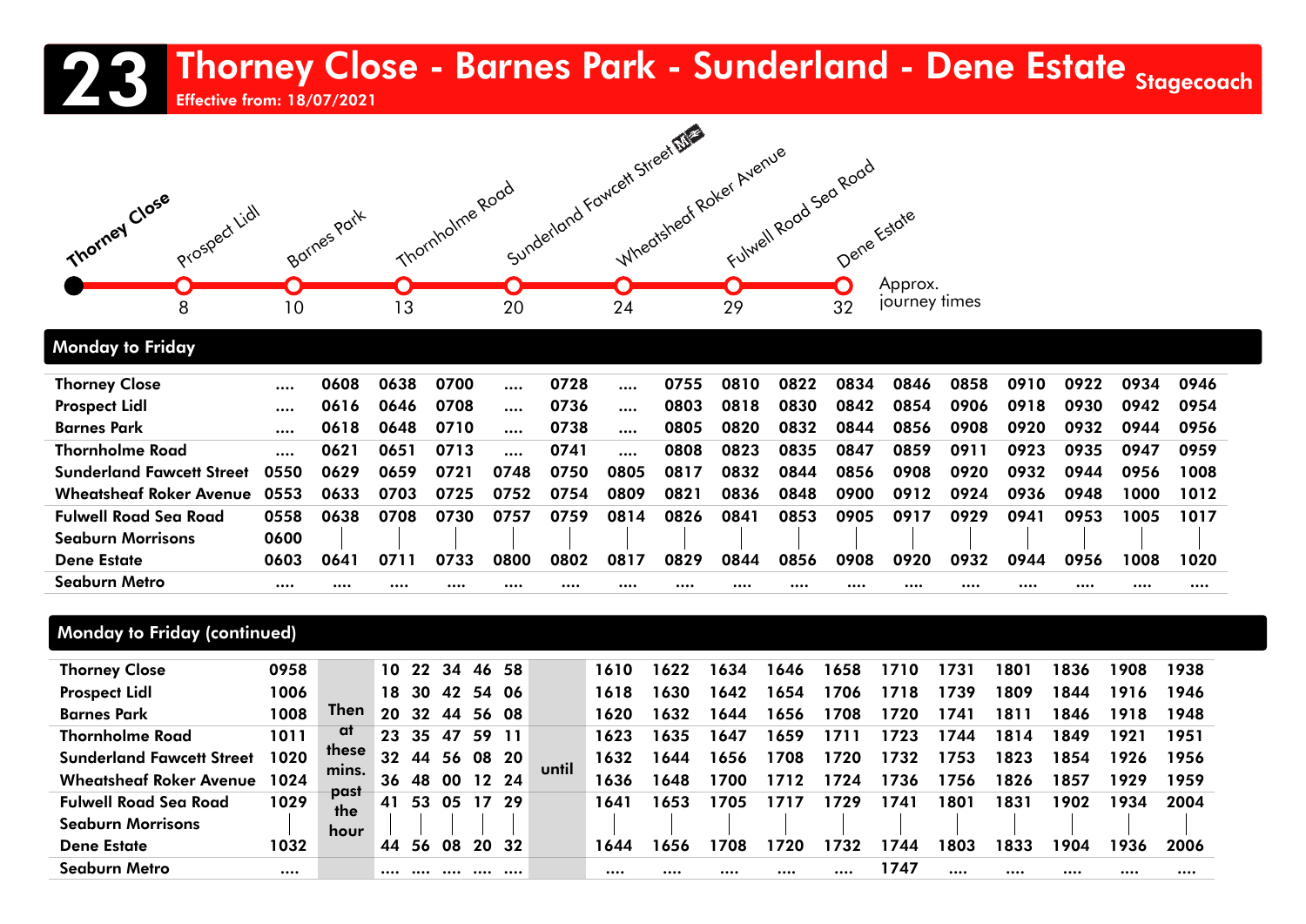# 23 Thorney Close - Barnes Park - Sunderland - Dene Estate

Stagecoach

Effective from: 18/07/2021

| Thorney Close | Prospect Lidl | Barnes Park | Thornholme Road | Sunderland Fawcett Street | Wheatsheaf Roker Avenue | Fulwell Road Sea Road | Dene Estate |
|---|---|---|---|---|---|---|---|
| | 8 | 10 | 13 | 20 | 24 | 29 | 32 |

Approx. journey times

## Monday to Friday

| Stop | | | | | | | | | | | | | | | | | |
|---|---|---|---|---|---|---|---|---|---|---|---|---|---|---|---|---|---|
| Thorney Close | .... | 0608 | 0638 | 0700 | .... | 0728 | .... | 0755 | 0810 | 0822 | 0834 | 0846 | 0858 | 0910 | 0922 | 0934 | 0946 |
| Prospect Lidl | .... | 0616 | 0646 | 0708 | .... | 0736 | .... | 0803 | 0818 | 0830 | 0842 | 0854 | 0906 | 0918 | 0930 | 0942 | 0954 |
| Barnes Park | .... | 0618 | 0648 | 0710 | .... | 0738 | .... | 0805 | 0820 | 0832 | 0844 | 0856 | 0908 | 0920 | 0932 | 0944 | 0956 |
| Thornholme Road | .... | 0621 | 0651 | 0713 | .... | 0741 | .... | 0808 | 0823 | 0835 | 0847 | 0859 | 0911 | 0923 | 0935 | 0947 | 0959 |
| Sunderland Fawcett Street | 0550 | 0629 | 0659 | 0721 | 0748 | 0750 | 0805 | 0817 | 0832 | 0844 | 0856 | 0908 | 0920 | 0932 | 0944 | 0956 | 1008 |
| Wheatsheaf Roker Avenue | 0553 | 0633 | 0703 | 0725 | 0752 | 0754 | 0809 | 0821 | 0836 | 0848 | 0900 | 0912 | 0924 | 0936 | 0948 | 1000 | 1012 |
| Fulwell Road Sea Road | 0558 | 0638 | 0708 | 0730 | 0757 | 0759 | 0814 | 0826 | 0841 | 0853 | 0905 | 0917 | 0929 | 0941 | 0953 | 1005 | 1017 |
| Seaburn Morrisons | 0600 | \| | \| | \| | \| | \| | \| | \| | \| | \| | \| | \| | \| | \| | \| | \| | \| |
| Dene Estate | 0603 | 0641 | 0711 | 0733 | 0800 | 0802 | 0817 | 0829 | 0844 | 0856 | 0908 | 0920 | 0932 | 0944 | 0956 | 1008 | 1020 |
| Seaburn Metro | .... | .... | .... | .... | .... | .... | .... | .... | .... | .... | .... | .... | .... | .... | .... | .... | .... |

## Monday to Friday (continued)

| Stop | | | | | | | | | | | | | | | | | | | |
|---|---|---|---|---|---|---|---|---|---|---|---|---|---|---|---|---|---|---|---|
| Thorney Close | 0958 | Then at these mins. past the hour | 10 | 22 | 34 | 46 | 58 | until | 1610 | 1622 | 1634 | 1646 | 1658 | 1710 | 1731 | 1801 | 1836 | 1908 | 1938 |
| Prospect Lidl | 1006 | | 18 | 30 | 42 | 54 | 06 | | 1618 | 1630 | 1642 | 1654 | 1706 | 1718 | 1739 | 1809 | 1844 | 1916 | 1946 |
| Barnes Park | 1008 | | 20 | 32 | 44 | 56 | 08 | | 1620 | 1632 | 1644 | 1656 | 1708 | 1720 | 1741 | 1811 | 1846 | 1918 | 1948 |
| Thornholme Road | 1011 | | 23 | 35 | 47 | 59 | 11 | | 1623 | 1635 | 1647 | 1659 | 1711 | 1723 | 1744 | 1814 | 1849 | 1921 | 1951 |
| Sunderland Fawcett Street | 1020 | | 32 | 44 | 56 | 08 | 20 | | 1632 | 1644 | 1656 | 1708 | 1720 | 1732 | 1753 | 1823 | 1854 | 1926 | 1956 |
| Wheatsheaf Roker Avenue | 1024 | | 36 | 48 | 00 | 12 | 24 | | 1636 | 1648 | 1700 | 1712 | 1724 | 1736 | 1756 | 1826 | 1857 | 1929 | 1959 |
| Fulwell Road Sea Road | 1029 | | 41 | 53 | 05 | 17 | 29 | | 1641 | 1653 | 1705 | 1717 | 1729 | 1741 | 1801 | 1831 | 1902 | 1934 | 2004 |
| Seaburn Morrisons | \| | | \| | \| | \| | \| | \| | | \| | \| | \| | \| | \| | \| | \| | \| | \| | \| | \| |
| Dene Estate | 1032 | | 44 | 56 | 08 | 20 | 32 | | 1644 | 1656 | 1708 | 1720 | 1732 | 1744 | 1803 | 1833 | 1904 | 1936 | 2006 |
| Seaburn Metro | .... | | .... | .... | .... | .... | .... | | .... | .... | .... | .... | .... | 1747 | .... | .... | .... | .... | .... |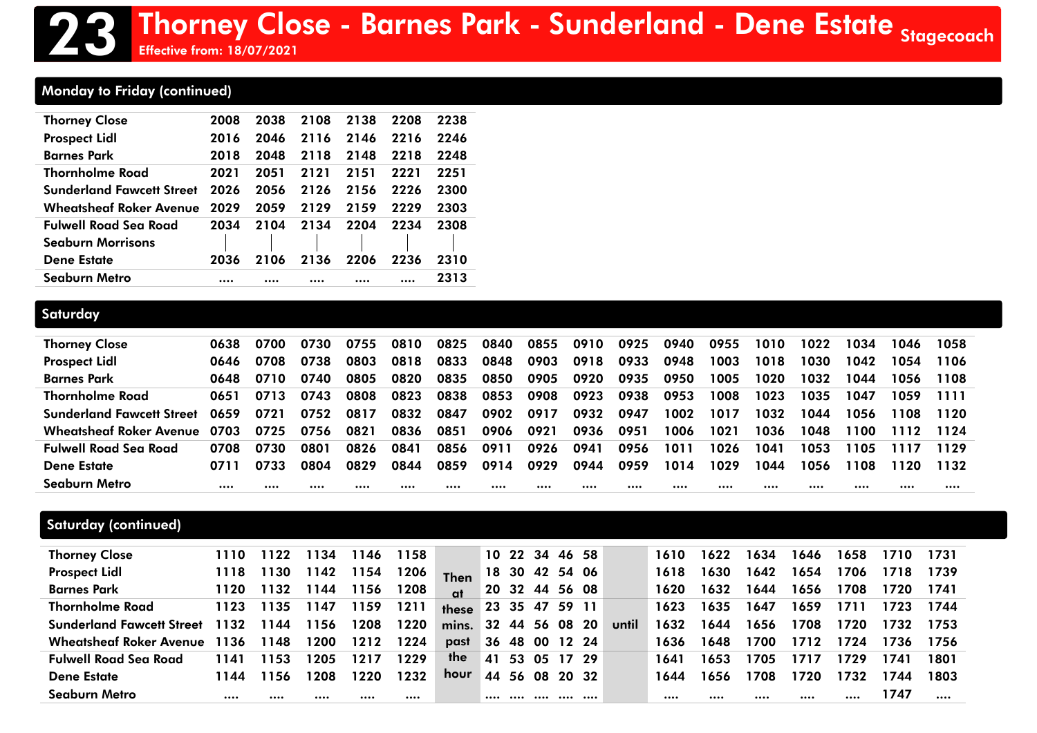# 23 Thorney Close - Barnes Park - Sunderland - Dene Estate

Stagecoach

Effective from: 18/07/2021

## Monday to Friday (continued)

| | | | | | | |
|---|---|---|---|---|---|---|
| Thorney Close | 2008 | 2038 | 2108 | 2138 | 2208 | 2238 |
| Prospect Lidl | 2016 | 2046 | 2116 | 2146 | 2216 | 2246 |
| Barnes Park | 2018 | 2048 | 2118 | 2148 | 2218 | 2248 |
| Thornholme Road | 2021 | 2051 | 2121 | 2151 | 2221 | 2251 |
| Sunderland Fawcett Street | 2026 | 2056 | 2126 | 2156 | 2226 | 2300 |
| Wheatsheaf Roker Avenue | 2029 | 2059 | 2129 | 2159 | 2229 | 2303 |
| Fulwell Road Sea Road | 2034 | 2104 | 2134 | 2204 | 2234 | 2308 |
| Seaburn Morrisons | \| | \| | \| | \| | \| | \| |
| Dene Estate | 2036 | 2106 | 2136 | 2206 | 2236 | 2310 |
| Seaburn Metro | .... | .... | .... | .... | .... | 2313 |

## Saturday

| | | | | | | | | | | | | | | | | | |
|---|---|---|---|---|---|---|---|---|---|---|---|---|---|---|---|---|---|
| Thorney Close | 0638 | 0700 | 0730 | 0755 | 0810 | 0825 | 0840 | 0855 | 0910 | 0925 | 0940 | 0955 | 1010 | 1022 | 1034 | 1046 | 1058 |
| Prospect Lidl | 0646 | 0708 | 0738 | 0803 | 0818 | 0833 | 0848 | 0903 | 0918 | 0933 | 0948 | 1003 | 1018 | 1030 | 1042 | 1054 | 1106 |
| Barnes Park | 0648 | 0710 | 0740 | 0805 | 0820 | 0835 | 0850 | 0905 | 0920 | 0935 | 0950 | 1005 | 1020 | 1032 | 1044 | 1056 | 1108 |
| Thornholme Road | 0651 | 0713 | 0743 | 0808 | 0823 | 0838 | 0853 | 0908 | 0923 | 0938 | 0953 | 1008 | 1023 | 1035 | 1047 | 1059 | 1111 |
| Sunderland Fawcett Street | 0659 | 0721 | 0752 | 0817 | 0832 | 0847 | 0902 | 0917 | 0932 | 0947 | 1002 | 1017 | 1032 | 1044 | 1056 | 1108 | 1120 |
| Wheatsheaf Roker Avenue | 0703 | 0725 | 0756 | 0821 | 0836 | 0851 | 0906 | 0921 | 0936 | 0951 | 1006 | 1021 | 1036 | 1048 | 1100 | 1112 | 1124 |
| Fulwell Road Sea Road | 0708 | 0730 | 0801 | 0826 | 0841 | 0856 | 0911 | 0926 | 0941 | 0956 | 1011 | 1026 | 1041 | 1053 | 1105 | 1117 | 1129 |
| Dene Estate | 0711 | 0733 | 0804 | 0829 | 0844 | 0859 | 0914 | 0929 | 0944 | 0959 | 1014 | 1029 | 1044 | 1056 | 1108 | 1120 | 1132 |
| Seaburn Metro | .... | .... | .... | .... | .... | .... | .... | .... | .... | .... | .... | .... | .... | .... | .... | .... | .... |

## Saturday (continued)

| | | | | | | | | | | | | | | | | | | | |
|---|---|---|---|---|---|---|---|---|---|---|---|---|---|---|---|---|---|---|---|
| Thorney Close | 1110 | 1122 | 1134 | 1146 | 1158 | Then at these mins. past the hour | 10 | 22 | 34 | 46 | 58 | until | 1610 | 1622 | 1634 | 1646 | 1658 | 1710 | 1731 |
| Prospect Lidl | 1118 | 1130 | 1142 | 1154 | 1206 | | 18 | 30 | 42 | 54 | 06 | | 1618 | 1630 | 1642 | 1654 | 1706 | 1718 | 1739 |
| Barnes Park | 1120 | 1132 | 1144 | 1156 | 1208 | | 20 | 32 | 44 | 56 | 08 | | 1620 | 1632 | 1644 | 1656 | 1708 | 1720 | 1741 |
| Thornholme Road | 1123 | 1135 | 1147 | 1159 | 1211 | | 23 | 35 | 47 | 59 | 11 | | 1623 | 1635 | 1647 | 1659 | 1711 | 1723 | 1744 |
| Sunderland Fawcett Street | 1132 | 1144 | 1156 | 1208 | 1220 | | 32 | 44 | 56 | 08 | 20 | | 1632 | 1644 | 1656 | 1708 | 1720 | 1732 | 1753 |
| Wheatsheaf Roker Avenue | 1136 | 1148 | 1200 | 1212 | 1224 | | 36 | 48 | 00 | 12 | 24 | | 1636 | 1648 | 1700 | 1712 | 1724 | 1736 | 1756 |
| Fulwell Road Sea Road | 1141 | 1153 | 1205 | 1217 | 1229 | | 41 | 53 | 05 | 17 | 29 | | 1641 | 1653 | 1705 | 1717 | 1729 | 1741 | 1801 |
| Dene Estate | 1144 | 1156 | 1208 | 1220 | 1232 | | 44 | 56 | 08 | 20 | 32 | | 1644 | 1656 | 1708 | 1720 | 1732 | 1744 | 1803 |
| Seaburn Metro | .... | .... | .... | .... | .... | | .... | .... | .... | .... | .... | | .... | .... | .... | .... | .... | 1747 | .... |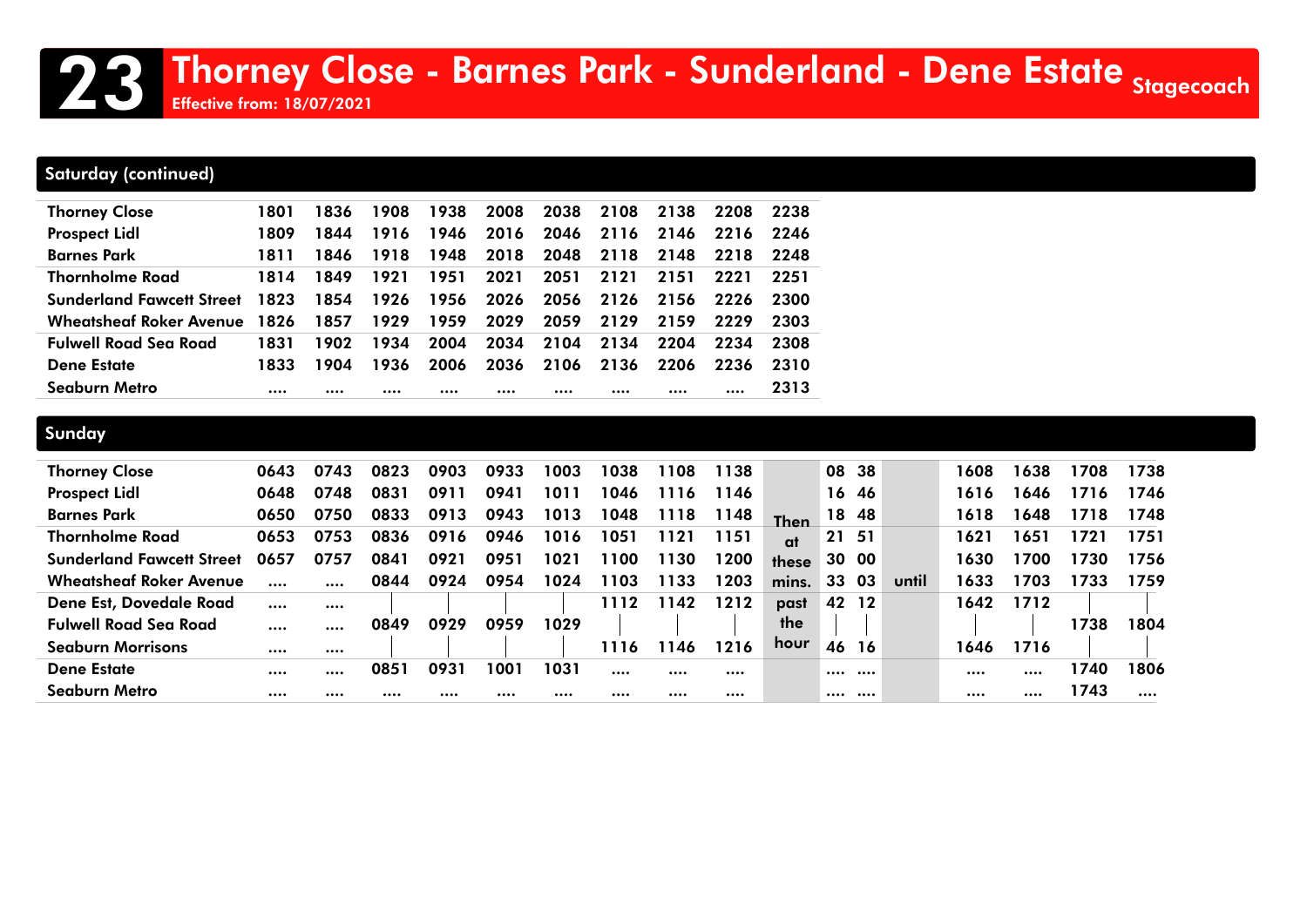# 23 Thorney Close - Barnes Park - Sunderland - Dene Estate

**Effective from: 18/07/2021**

Stagecoach

## Saturday (continued)

| | | | | | | | | | | |
|---|---|---|---|---|---|---|---|---|---|---|
| Thorney Close | 1801 | 1836 | 1908 | 1938 | 2008 | 2038 | 2108 | 2138 | 2208 | 2238 |
| Prospect Lidl | 1809 | 1844 | 1916 | 1946 | 2016 | 2046 | 2116 | 2146 | 2216 | 2246 |
| Barnes Park | 1811 | 1846 | 1918 | 1948 | 2018 | 2048 | 2118 | 2148 | 2218 | 2248 |
| Thornholme Road | 1814 | 1849 | 1921 | 1951 | 2021 | 2051 | 2121 | 2151 | 2221 | 2251 |
| Sunderland Fawcett Street | 1823 | 1854 | 1926 | 1956 | 2026 | 2056 | 2126 | 2156 | 2226 | 2300 |
| Wheatsheaf Roker Avenue | 1826 | 1857 | 1929 | 1959 | 2029 | 2059 | 2129 | 2159 | 2229 | 2303 |
| Fulwell Road Sea Road | 1831 | 1902 | 1934 | 2004 | 2034 | 2104 | 2134 | 2204 | 2234 | 2308 |
| Dene Estate | 1833 | 1904 | 1936 | 2006 | 2036 | 2106 | 2136 | 2206 | 2236 | 2310 |
| Seaburn Metro | .... | .... | .... | .... | .... | .... | .... | .... | .... | 2313 |

## Sunday

| | | | | | | | | | | | | | | | | | |
|---|---|---|---|---|---|---|---|---|---|---|---|---|---|---|---|---|---|
| Thorney Close | 0643 | 0743 | 0823 | 0903 | 0933 | 1003 | 1038 | 1108 | 1138 | Then at these mins. past the hour | 08 | 38 | until | 1608 | 1638 | 1708 | 1738 |
| Prospect Lidl | 0648 | 0748 | 0831 | 0911 | 0941 | 1011 | 1046 | 1116 | 1146 | | 16 | 46 | | 1616 | 1646 | 1716 | 1746 |
| Barnes Park | 0650 | 0750 | 0833 | 0913 | 0943 | 1013 | 1048 | 1118 | 1148 | | 18 | 48 | | 1618 | 1648 | 1718 | 1748 |
| Thornholme Road | 0653 | 0753 | 0836 | 0916 | 0946 | 1016 | 1051 | 1121 | 1151 | | 21 | 51 | | 1621 | 1651 | 1721 | 1751 |
| Sunderland Fawcett Street | 0657 | 0757 | 0841 | 0921 | 0951 | 1021 | 1100 | 1130 | 1200 | | 30 | 00 | | 1630 | 1700 | 1730 | 1756 |
| Wheatsheaf Roker Avenue | .... | .... | 0844 | 0924 | 0954 | 1024 | 1103 | 1133 | 1203 | | 33 | 03 | | 1633 | 1703 | 1733 | 1759 |
| Dene Est, Dovedale Road | .... | .... | \| | \| | \| | \| | 1112 | 1142 | 1212 | | 42 | 12 | | 1642 | 1712 | \| | \| |
| Fulwell Road Sea Road | .... | .... | 0849 | 0929 | 0959 | 1029 | \| | \| | \| | | \| | \| | | \| | \| | 1738 | 1804 |
| Seaburn Morrisons | .... | .... | \| | \| | \| | \| | 1116 | 1146 | 1216 | | 46 | 16 | | 1646 | 1716 | \| | \| |
| Dene Estate | .... | .... | 0851 | 0931 | 1001 | 1031 | .... | .... | .... | | .... | .... | | .... | .... | 1740 | 1806 |
| Seaburn Metro | .... | .... | .... | .... | .... | .... | .... | .... | .... | | .... | .... | | .... | .... | 1743 | .... |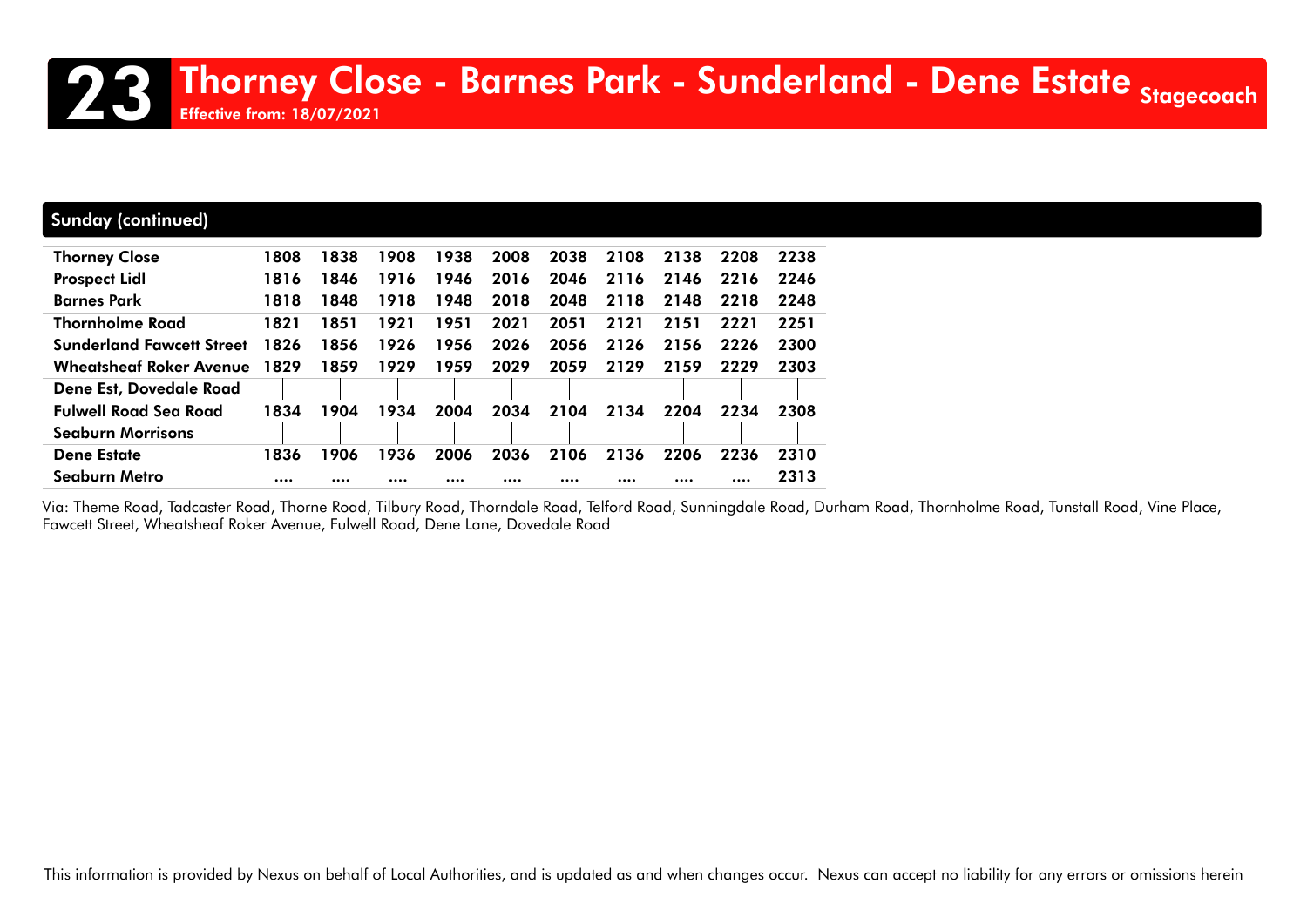# 23 Thorney Close - Barnes Park - Sunderland - Dene Estate

Stagecoach

Effective from: 18/07/2021

## Sunday (continued)

| | | | | | | | | | | |
|---|---|---|---|---|---|---|---|---|---|---|
| **Thorney Close** | 1808 | 1838 | 1908 | 1938 | 2008 | 2038 | 2108 | 2138 | 2208 | 2238 |
| **Prospect Lidl** | 1816 | 1846 | 1916 | 1946 | 2016 | 2046 | 2116 | 2146 | 2216 | 2246 |
| **Barnes Park** | 1818 | 1848 | 1918 | 1948 | 2018 | 2048 | 2118 | 2148 | 2218 | 2248 |
| **Thornholme Road** | 1821 | 1851 | 1921 | 1951 | 2021 | 2051 | 2121 | 2151 | 2221 | 2251 |
| **Sunderland Fawcett Street** | 1826 | 1856 | 1926 | 1956 | 2026 | 2056 | 2126 | 2156 | 2226 | 2300 |
| **Wheatsheaf Roker Avenue** | 1829 | 1859 | 1929 | 1959 | 2029 | 2059 | 2129 | 2159 | 2229 | 2303 |
| **Dene Est, Dovedale Road** | \| | \| | \| | \| | \| | \| | \| | \| | \| | \| |
| **Fulwell Road Sea Road** | 1834 | 1904 | 1934 | 2004 | 2034 | 2104 | 2134 | 2204 | 2234 | 2308 |
| **Seaburn Morrisons** | \| | \| | \| | \| | \| | \| | \| | \| | \| | \| |
| **Dene Estate** | 1836 | 1906 | 1936 | 2006 | 2036 | 2106 | 2136 | 2206 | 2236 | 2310 |
| **Seaburn Metro** | .... | .... | .... | .... | .... | .... | .... | .... | .... | 2313 |

Via: Theme Road, Tadcaster Road, Thorne Road, Tilbury Road, Thorndale Road, Telford Road, Sunningdale Road, Durham Road, Thornholme Road, Tunstall Road, Vine Place, Fawcett Street, Wheatsheaf Roker Avenue, Fulwell Road, Dene Lane, Dovedale Road

This information is provided by Nexus on behalf of Local Authorities, and is updated as and when changes occur. Nexus can accept no liability for any errors or omissions herein